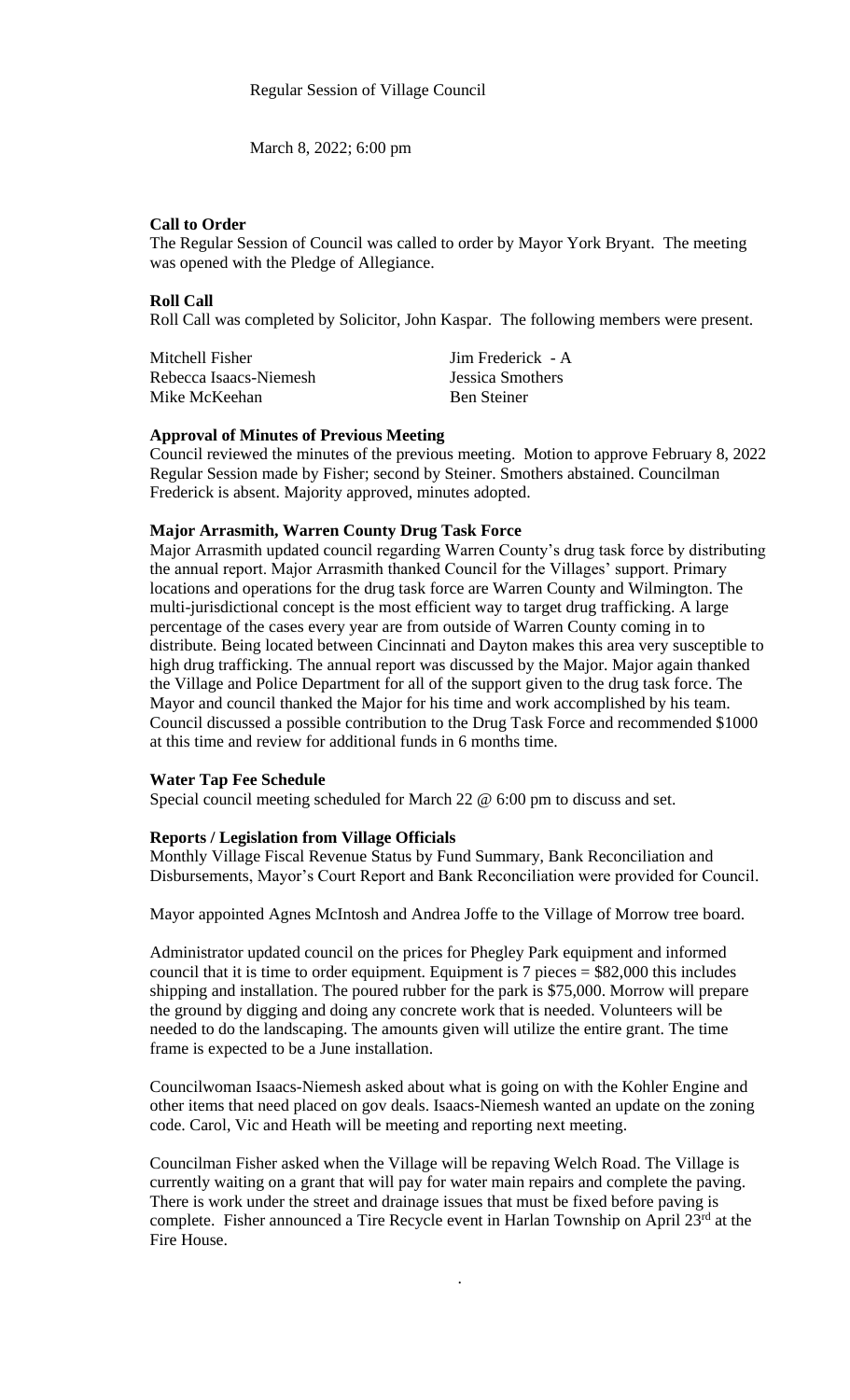Regular Session of Village Council

March 8, 2022; 6:00 pm

**Call to Order**

The Regular Session of Council was called to order by Mayor York Bryant. The meeting was opened with the Pledge of Allegiance.

**Roll Call**

Roll Call was completed by Solicitor, John Kaspar. The following members were present.

| | |
|---|---|
| Mitchell Fisher | Jim Frederick - A |
| Rebecca Isaacs-Niemesh | Jessica Smothers |
| Mike McKeehan | Ben Steiner |

**Approval of Minutes of Previous Meeting**

Council reviewed the minutes of the previous meeting. Motion to approve February 8, 2022 Regular Session made by Fisher; second by Steiner. Smothers abstained. Councilman Frederick is absent. Majority approved, minutes adopted.

**Major Arrasmith, Warren County Drug Task Force**

Major Arrasmith updated council regarding Warren County's drug task force by distributing the annual report. Major Arrasmith thanked Council for the Villages' support. Primary locations and operations for the drug task force are Warren County and Wilmington. The multi-jurisdictional concept is the most efficient way to target drug trafficking. A large percentage of the cases every year are from outside of Warren County coming in to distribute. Being located between Cincinnati and Dayton makes this area very susceptible to high drug trafficking. The annual report was discussed by the Major. Major again thanked the Village and Police Department for all of the support given to the drug task force. The Mayor and council thanked the Major for his time and work accomplished by his team. Council discussed a possible contribution to the Drug Task Force and recommended $1000 at this time and review for additional funds in 6 months time.

**Water Tap Fee Schedule**

Special council meeting scheduled for March 22 @ 6:00 pm to discuss and set.

**Reports / Legislation from Village Officials**

Monthly Village Fiscal Revenue Status by Fund Summary, Bank Reconciliation and Disbursements, Mayor's Court Report and Bank Reconciliation were provided for Council.

Mayor appointed Agnes McIntosh and Andrea Joffe to the Village of Morrow tree board.

Administrator updated council on the prices for Phegley Park equipment and informed council that it is time to order equipment. Equipment is 7 pieces = $82,000 this includes shipping and installation. The poured rubber for the park is $75,000. Morrow will prepare the ground by digging and doing any concrete work that is needed. Volunteers will be needed to do the landscaping. The amounts given will utilize the entire grant. The time frame is expected to be a June installation.

Councilwoman Isaacs-Niemesh asked about what is going on with the Kohler Engine and other items that need placed on gov deals. Isaacs-Niemesh wanted an update on the zoning code. Carol, Vic and Heath will be meeting and reporting next meeting.

Councilman Fisher asked when the Village will be repaving Welch Road. The Village is currently waiting on a grant that will pay for water main repairs and complete the paving. There is work under the street and drainage issues that must be fixed before paving is complete. Fisher announced a Tire Recycle event in Harlan Township on April 23rd at the Fire House.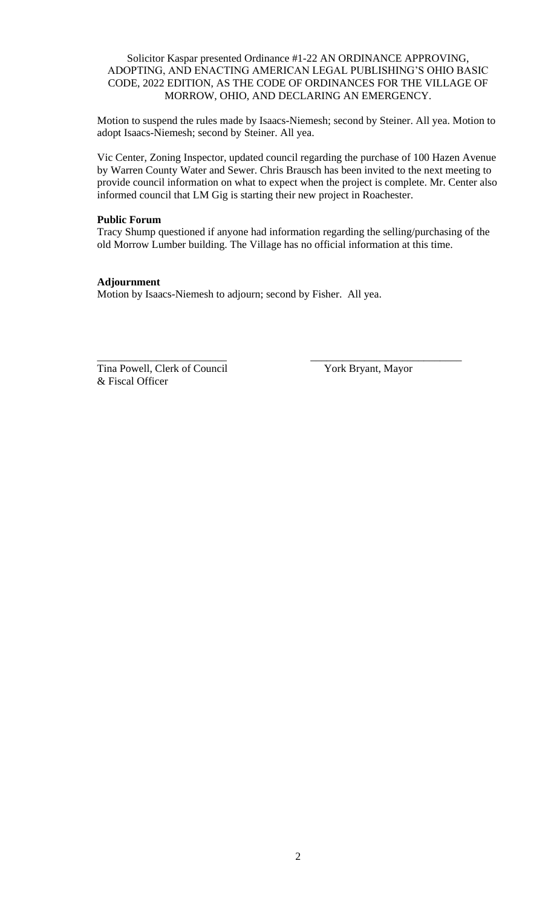Solicitor Kaspar presented Ordinance #1-22 AN ORDINANCE APPROVING, ADOPTING, AND ENACTING AMERICAN LEGAL PUBLISHING'S OHIO BASIC CODE, 2022 EDITION, AS THE CODE OF ORDINANCES FOR THE VILLAGE OF MORROW, OHIO, AND DECLARING AN EMERGENCY.

Motion to suspend the rules made by Isaacs-Niemesh; second by Steiner. All yea. Motion to adopt Isaacs-Niemesh; second by Steiner. All yea.

Vic Center, Zoning Inspector, updated council regarding the purchase of 100 Hazen Avenue by Warren County Water and Sewer. Chris Brausch has been invited to the next meeting to provide council information on what to expect when the project is complete. Mr. Center also informed council that LM Gig is starting their new project in Roachester.

**Public Forum**

Tracy Shump questioned if anyone had information regarding the selling/purchasing of the old Morrow Lumber building. The Village has no official information at this time.

**Adjournment**

Motion by Isaacs-Niemesh to adjourn; second by Fisher. All yea.

\_\_\_\_\_\_\_\_\_\_\_\_\_\_\_\_\_\_\_\_\_\_\_\_ \_\_\_\_\_\_\_\_\_\_\_\_\_\_\_\_\_\_\_\_\_\_\_\_\_\_\_\_

Tina Powell, Clerk of Council & Fiscal Officer

York Bryant, Mayor